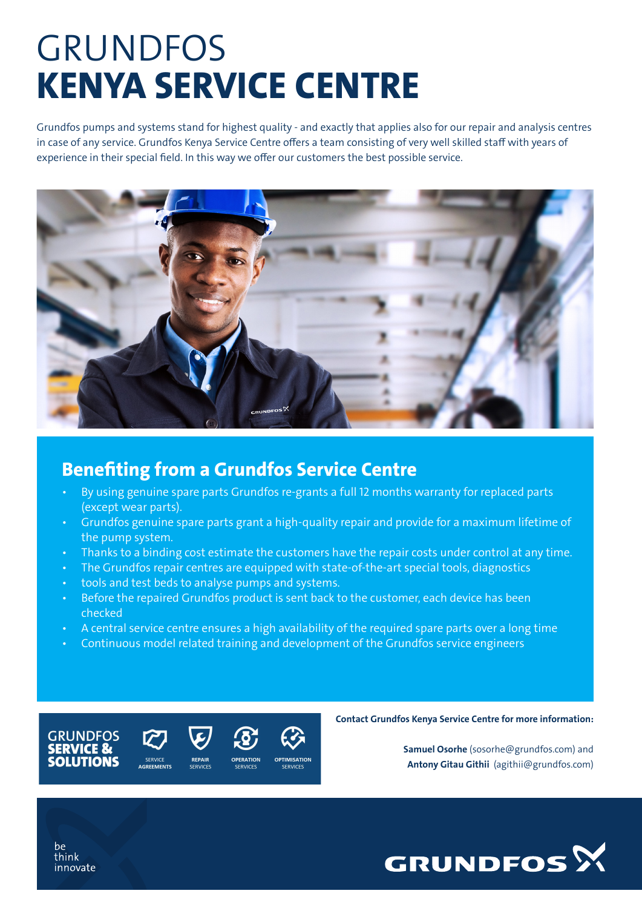# GRUNDFOS
# KENYA SERVICE CENTRE

Grundfos pumps and systems stand for highest quality - and exactly that applies also for our repair and analysis centres in case of any service. Grundfos Kenya Service Centre offers a team consisting of very well skilled staff with years of experience in their special field. In this way we offer our customers the best possible service.

## Benefiting from a Grundfos Service Centre

- By using genuine spare parts Grundfos re-grants a full 12 months warranty for replaced parts (except wear parts).
- Grundfos genuine spare parts grant a high-quality repair and provide for a maximum lifetime of the pump system.
- Thanks to a binding cost estimate the customers have the repair costs under control at any time.
- The Grundfos repair centres are equipped with state-of-the-art special tools, diagnostics
- tools and test beds to analyse pumps and systems.
- Before the repaired Grundfos product is sent back to the customer, each device has been checked
- A central service centre ensures a high availability of the required spare parts over a long time
- Continuous model related training and development of the Grundfos service engineers

**GRUNDFOS SERVICE & SOLUTIONS**

SERVICE AGREEMENTS | REPAIR SERVICES | OPERATION SERVICES | OPTIMISATION SERVICES

**Contact Grundfos Kenya Service Centre for more information:**

**Samuel Osorhe** (sosorhe@grundfos.com) and
**Antony Gitau Githii** (agithii@grundfos.com)

be
think
innovate

GRUNDFOS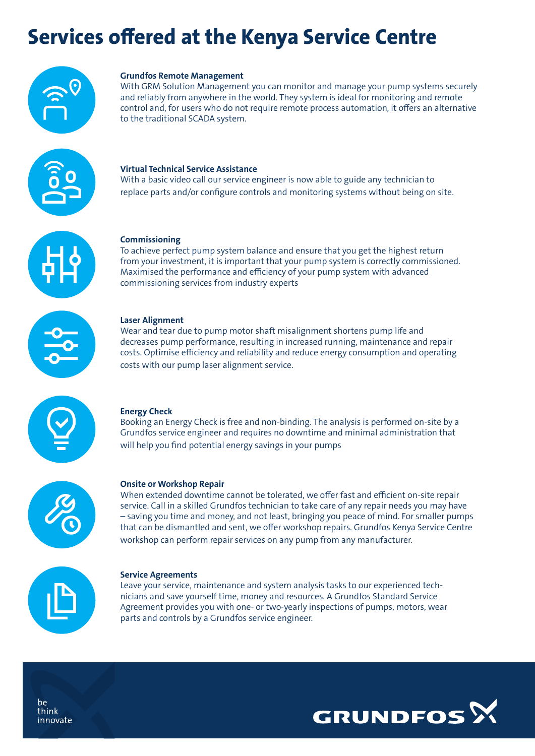# Services offered at the Kenya Service Centre

**Grundfos Remote Management**
With GRM Solution Management you can monitor and manage your pump systems securely and reliably from anywhere in the world. They system is ideal for monitoring and remote control and, for users who do not require remote process automation, it offers an alternative to the traditional SCADA system.

**Virtual Technical Service Assistance**
With a basic video call our service engineer is now able to guide any technician to replace parts and/or configure controls and monitoring systems without being on site.

**Commissioning**
To achieve perfect pump system balance and ensure that you get the highest return from your investment, it is important that your pump system is correctly commissioned. Maximised the performance and efficiency of your pump system with advanced commissioning services from industry experts

**Laser Alignment**
Wear and tear due to pump motor shaft misalignment shortens pump life and decreases pump performance, resulting in increased running, maintenance and repair costs. Optimise efficiency and reliability and reduce energy consumption and operating costs with our pump laser alignment service.

**Energy Check**
Booking an Energy Check is free and non-binding. The analysis is performed on-site by a Grundfos service engineer and requires no downtime and minimal administration that will help you find potential energy savings in your pumps

**Onsite or Workshop Repair**
When extended downtime cannot be tolerated, we offer fast and efficient on-site repair service. Call in a skilled Grundfos technician to take care of any repair needs you may have – saving you time and money, and not least, bringing you peace of mind. For smaller pumps that can be dismantled and sent, we offer workshop repairs. Grundfos Kenya Service Centre workshop can perform repair services on any pump from any manufacturer.

**Service Agreements**
Leave your service, maintenance and system analysis tasks to our experienced technicians and save yourself time, money and resources. A Grundfos Standard Service Agreement provides you with one- or two-yearly inspections of pumps, motors, wear parts and controls by a Grundfos service engineer.

be
think
innovate

GRUNDFOS